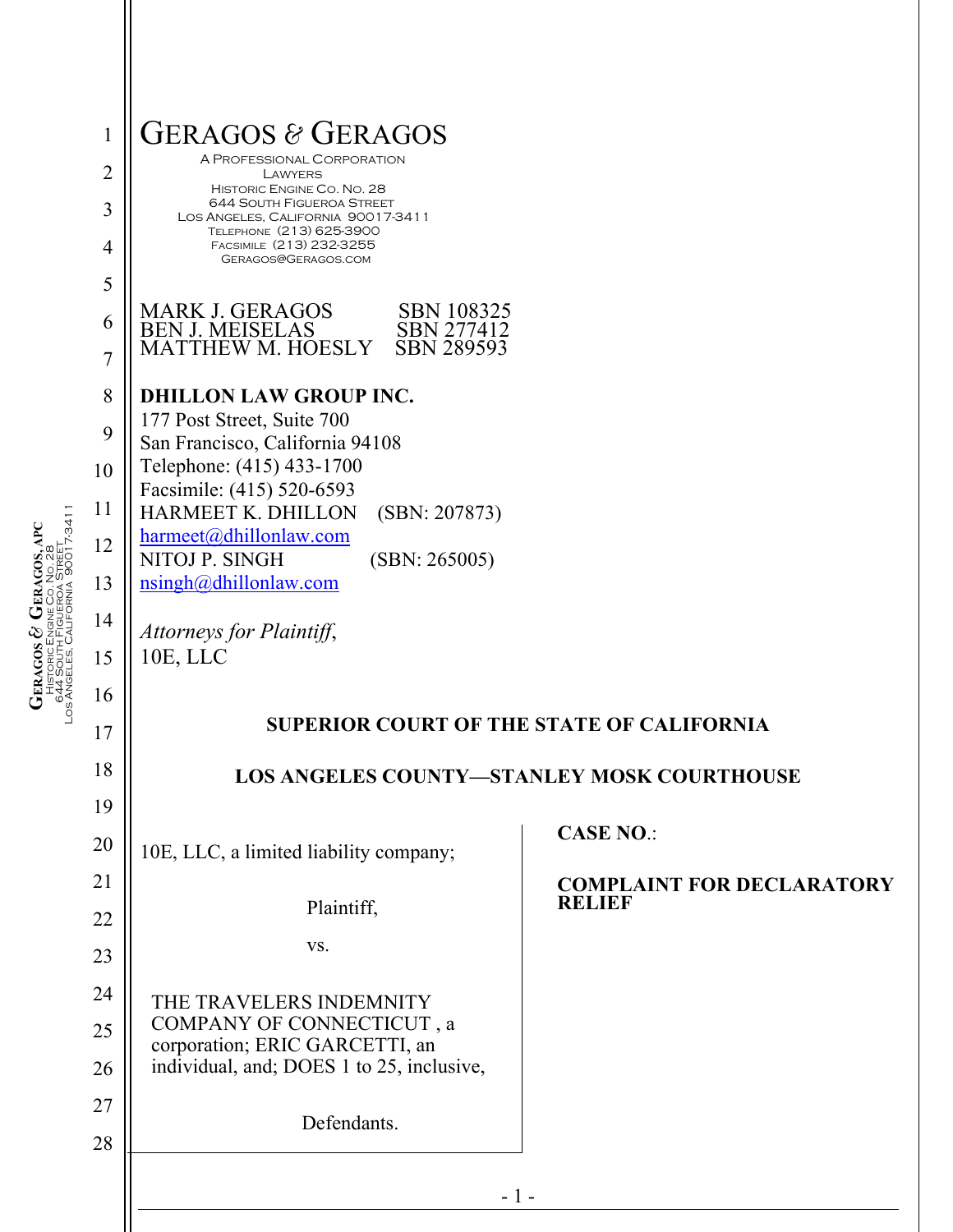GERAGOS & GERAGOS

A PROFESSIONAL CORPORATION
LAWYERS
HISTORIC ENGINE CO. NO. 28
644 SOUTH FIGUEROA STREET
LOS ANGELES, CALIFORNIA 90017-3411
TELEPHONE (213) 625-3900
FACSIMILE (213) 232-3255
GERAGOS@GERAGOS.COM

MARK J. GERAGOS SBN 108325
BEN J. MEISELAS SBN 277412
MATTHEW M. HOESLY SBN 289593

**DHILLON LAW GROUP INC.**
177 Post Street, Suite 700
San Francisco, California 94108
Telephone: (415) 433-1700
Facsimile: (415) 520-6593
HARMEET K. DHILLON (SBN: 207873)
harmeet@dhillonlaw.com
NITOJ P. SINGH (SBN: 265005)
nsingh@dhillonlaw.com

*Attorneys for Plaintiff*,
10E, LLC

**SUPERIOR COURT OF THE STATE OF CALIFORNIA**

**LOS ANGELES COUNTY—STANLEY MOSK COURTHOUSE**

| | |
|---|---|
| 10E, LLC, a limited liability company;<br><br>Plaintiff,<br><br>vs.<br><br>THE TRAVELERS INDEMNITY COMPANY OF CONNECTICUT , a corporation; ERIC GARCETTI, an individual, and; DOES 1 to 25, inclusive,<br><br>Defendants. | **CASE NO.**:<br><br>**COMPLAINT FOR DECLARATORY RELIEF** |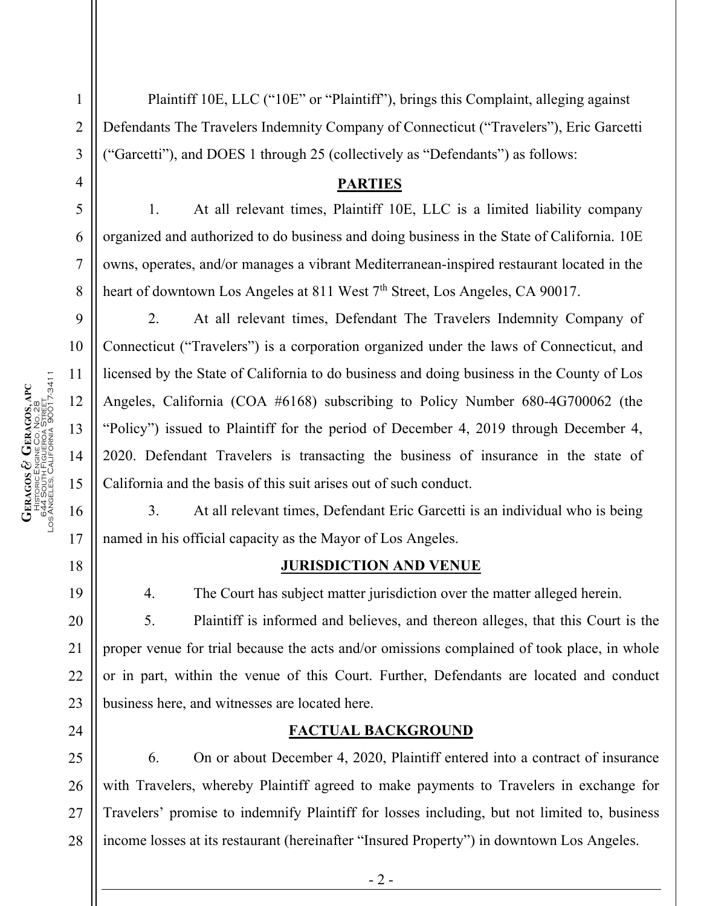Plaintiff 10E, LLC ("10E" or "Plaintiff"), brings this Complaint, alleging against Defendants The Travelers Indemnity Company of Connecticut ("Travelers"), Eric Garcetti ("Garcetti"), and DOES 1 through 25 (collectively as "Defendants") as follows:

## PARTIES

1. At all relevant times, Plaintiff 10E, LLC is a limited liability company organized and authorized to do business and doing business in the State of California. 10E owns, operates, and/or manages a vibrant Mediterranean-inspired restaurant located in the heart of downtown Los Angeles at 811 West 7th Street, Los Angeles, CA 90017.

2. At all relevant times, Defendant The Travelers Indemnity Company of Connecticut ("Travelers") is a corporation organized under the laws of Connecticut, and licensed by the State of California to do business and doing business in the County of Los Angeles, California (COA #6168) subscribing to Policy Number 680-4G700062 (the "Policy") issued to Plaintiff for the period of December 4, 2019 through December 4, 2020. Defendant Travelers is transacting the business of insurance in the state of California and the basis of this suit arises out of such conduct.

3. At all relevant times, Defendant Eric Garcetti is an individual who is being named in his official capacity as the Mayor of Los Angeles.

## JURISDICTION AND VENUE

4. The Court has subject matter jurisdiction over the matter alleged herein.

5. Plaintiff is informed and believes, and thereon alleges, that this Court is the proper venue for trial because the acts and/or omissions complained of took place, in whole or in part, within the venue of this Court. Further, Defendants are located and conduct business here, and witnesses are located here.

## FACTUAL BACKGROUND

6. On or about December 4, 2020, Plaintiff entered into a contract of insurance with Travelers, whereby Plaintiff agreed to make payments to Travelers in exchange for Travelers' promise to indemnify Plaintiff for losses including, but not limited to, business income losses at its restaurant (hereinafter "Insured Property") in downtown Los Angeles.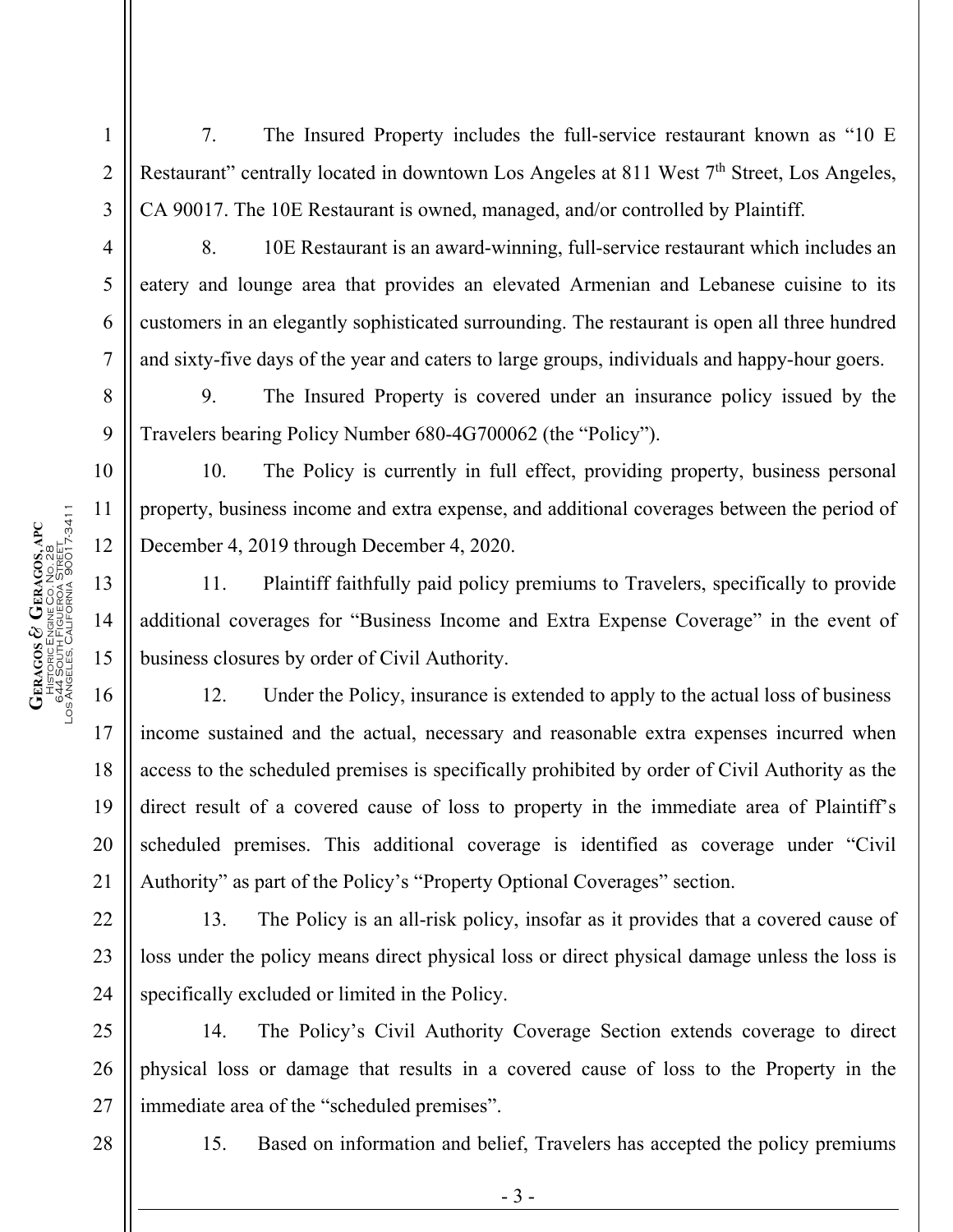7. The Insured Property includes the full-service restaurant known as "10 E Restaurant" centrally located in downtown Los Angeles at 811 West 7th Street, Los Angeles, CA 90017. The 10E Restaurant is owned, managed, and/or controlled by Plaintiff.

8. 10E Restaurant is an award-winning, full-service restaurant which includes an eatery and lounge area that provides an elevated Armenian and Lebanese cuisine to its customers in an elegantly sophisticated surrounding. The restaurant is open all three hundred and sixty-five days of the year and caters to large groups, individuals and happy-hour goers.

9. The Insured Property is covered under an insurance policy issued by the Travelers bearing Policy Number 680-4G700062 (the "Policy").

10. The Policy is currently in full effect, providing property, business personal property, business income and extra expense, and additional coverages between the period of December 4, 2019 through December 4, 2020.

11. Plaintiff faithfully paid policy premiums to Travelers, specifically to provide additional coverages for "Business Income and Extra Expense Coverage" in the event of business closures by order of Civil Authority.

12. Under the Policy, insurance is extended to apply to the actual loss of business income sustained and the actual, necessary and reasonable extra expenses incurred when access to the scheduled premises is specifically prohibited by order of Civil Authority as the direct result of a covered cause of loss to property in the immediate area of Plaintiff's scheduled premises. This additional coverage is identified as coverage under "Civil Authority" as part of the Policy's "Property Optional Coverages" section.

13. The Policy is an all-risk policy, insofar as it provides that a covered cause of loss under the policy means direct physical loss or direct physical damage unless the loss is specifically excluded or limited in the Policy.

14. The Policy's Civil Authority Coverage Section extends coverage to direct physical loss or damage that results in a covered cause of loss to the Property in the immediate area of the "scheduled premises".

15. Based on information and belief, Travelers has accepted the policy premiums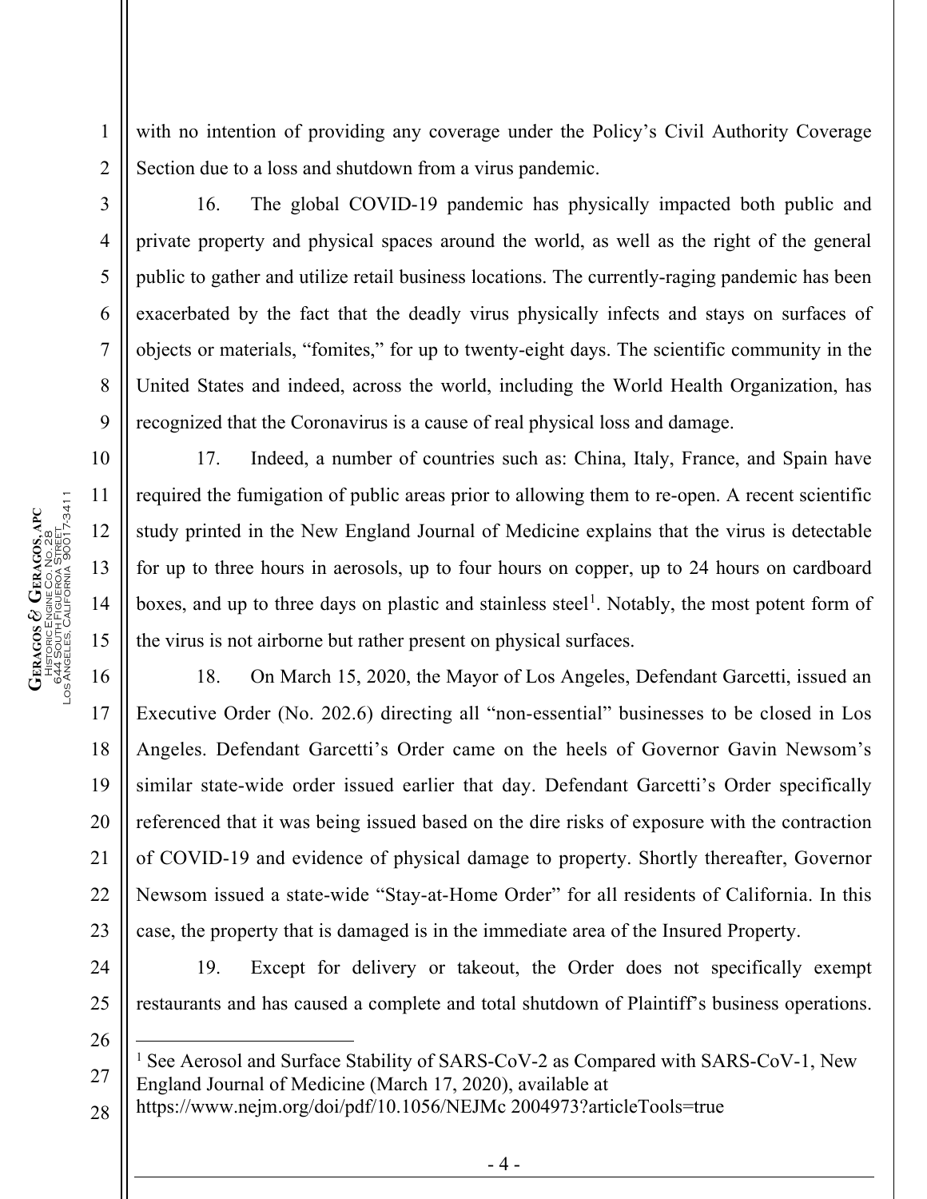with no intention of providing any coverage under the Policy's Civil Authority Coverage Section due to a loss and shutdown from a virus pandemic.

16. The global COVID-19 pandemic has physically impacted both public and private property and physical spaces around the world, as well as the right of the general public to gather and utilize retail business locations. The currently-raging pandemic has been exacerbated by the fact that the deadly virus physically infects and stays on surfaces of objects or materials, "fomites," for up to twenty-eight days. The scientific community in the United States and indeed, across the world, including the World Health Organization, has recognized that the Coronavirus is a cause of real physical loss and damage.

17. Indeed, a number of countries such as: China, Italy, France, and Spain have required the fumigation of public areas prior to allowing them to re-open. A recent scientific study printed in the New England Journal of Medicine explains that the virus is detectable for up to three hours in aerosols, up to four hours on copper, up to 24 hours on cardboard boxes, and up to three days on plastic and stainless steel[1]. Notably, the most potent form of the virus is not airborne but rather present on physical surfaces.

18. On March 15, 2020, the Mayor of Los Angeles, Defendant Garcetti, issued an Executive Order (No. 202.6) directing all "non-essential" businesses to be closed in Los Angeles. Defendant Garcetti's Order came on the heels of Governor Gavin Newsom's similar state-wide order issued earlier that day. Defendant Garcetti's Order specifically referenced that it was being issued based on the dire risks of exposure with the contraction of COVID-19 and evidence of physical damage to property. Shortly thereafter, Governor Newsom issued a state-wide "Stay-at-Home Order" for all residents of California. In this case, the property that is damaged is in the immediate area of the Insured Property.

19. Except for delivery or takeout, the Order does not specifically exempt restaurants and has caused a complete and total shutdown of Plaintiff's business operations.

---

[1] See Aerosol and Surface Stability of SARS-CoV-2 as Compared with SARS-CoV-1, New England Journal of Medicine (March 17, 2020), available at https://www.nejm.org/doi/pdf/10.1056/NEJMc 2004973?articleTools=true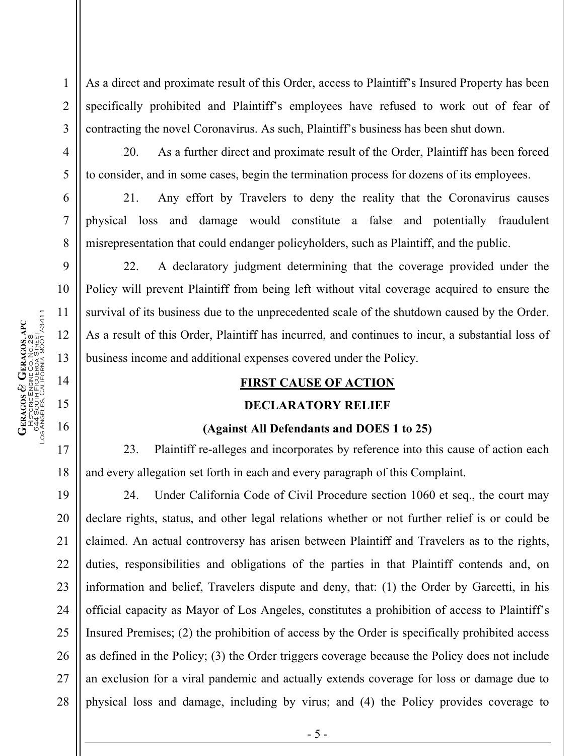As a direct and proximate result of this Order, access to Plaintiff's Insured Property has been specifically prohibited and Plaintiff's employees have refused to work out of fear of contracting the novel Coronavirus. As such, Plaintiff's business has been shut down.

20. As a further direct and proximate result of the Order, Plaintiff has been forced to consider, and in some cases, begin the termination process for dozens of its employees.

21. Any effort by Travelers to deny the reality that the Coronavirus causes physical loss and damage would constitute a false and potentially fraudulent misrepresentation that could endanger policyholders, such as Plaintiff, and the public.

22. A declaratory judgment determining that the coverage provided under the Policy will prevent Plaintiff from being left without vital coverage acquired to ensure the survival of its business due to the unprecedented scale of the shutdown caused by the Order. As a result of this Order, Plaintiff has incurred, and continues to incur, a substantial loss of business income and additional expenses covered under the Policy.

**FIRST CAUSE OF ACTION**

**DECLARATORY RELIEF**

**(Against All Defendants and DOES 1 to 25)**

23. Plaintiff re-alleges and incorporates by reference into this cause of action each and every allegation set forth in each and every paragraph of this Complaint.

24. Under California Code of Civil Procedure section 1060 et seq., the court may declare rights, status, and other legal relations whether or not further relief is or could be claimed. An actual controversy has arisen between Plaintiff and Travelers as to the rights, duties, responsibilities and obligations of the parties in that Plaintiff contends and, on information and belief, Travelers dispute and deny, that: (1) the Order by Garcetti, in his official capacity as Mayor of Los Angeles, constitutes a prohibition of access to Plaintiff's Insured Premises; (2) the prohibition of access by the Order is specifically prohibited access as defined in the Policy; (3) the Order triggers coverage because the Policy does not include an exclusion for a viral pandemic and actually extends coverage for loss or damage due to physical loss and damage, including by virus; and (4) the Policy provides coverage to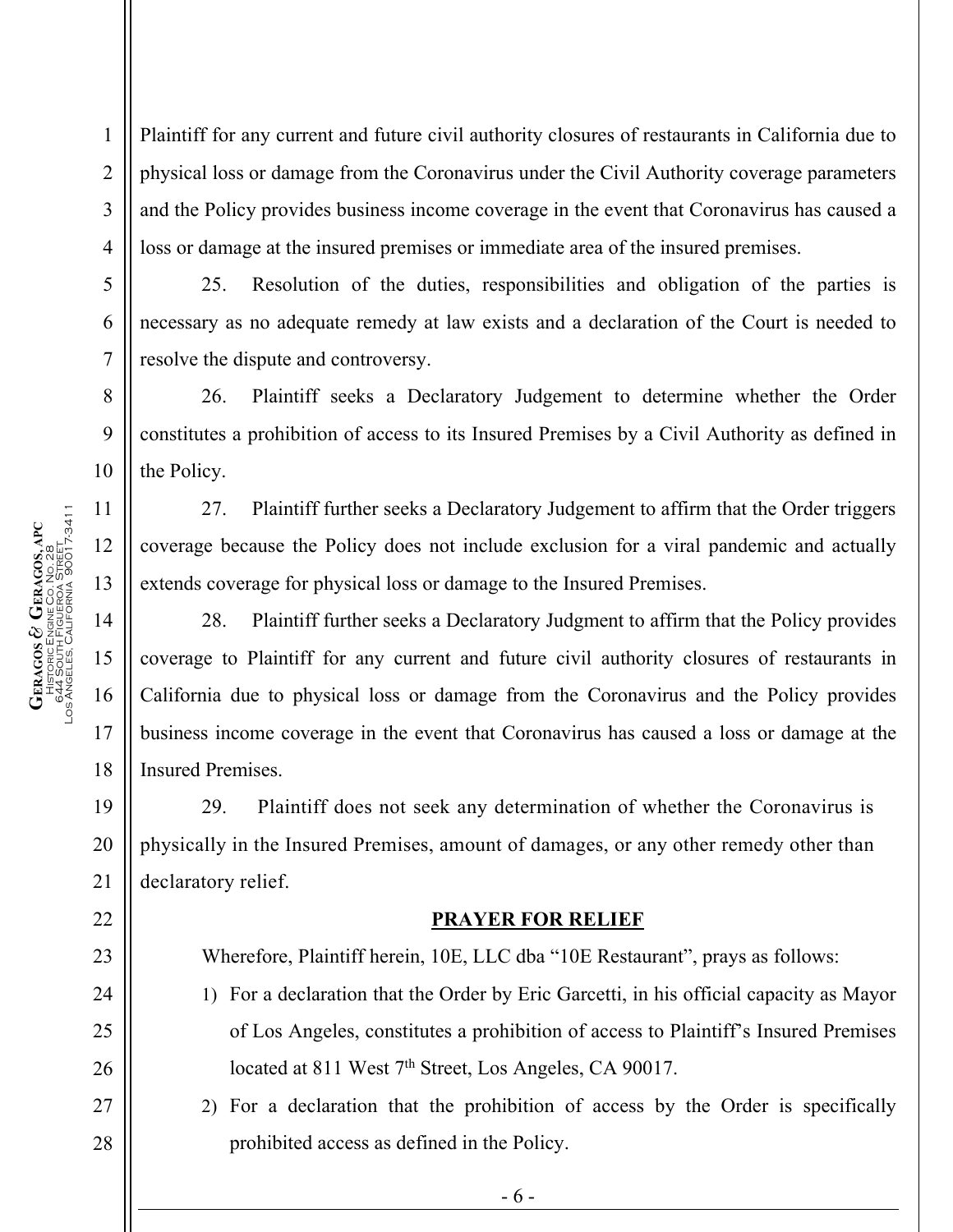Plaintiff for any current and future civil authority closures of restaurants in California due to physical loss or damage from the Coronavirus under the Civil Authority coverage parameters and the Policy provides business income coverage in the event that Coronavirus has caused a loss or damage at the insured premises or immediate area of the insured premises.

25. Resolution of the duties, responsibilities and obligation of the parties is necessary as no adequate remedy at law exists and a declaration of the Court is needed to resolve the dispute and controversy.

26. Plaintiff seeks a Declaratory Judgement to determine whether the Order constitutes a prohibition of access to its Insured Premises by a Civil Authority as defined in the Policy.

27. Plaintiff further seeks a Declaratory Judgement to affirm that the Order triggers coverage because the Policy does not include exclusion for a viral pandemic and actually extends coverage for physical loss or damage to the Insured Premises.

28. Plaintiff further seeks a Declaratory Judgment to affirm that the Policy provides coverage to Plaintiff for any current and future civil authority closures of restaurants in California due to physical loss or damage from the Coronavirus and the Policy provides business income coverage in the event that Coronavirus has caused a loss or damage at the Insured Premises.

29. Plaintiff does not seek any determination of whether the Coronavirus is physically in the Insured Premises, amount of damages, or any other remedy other than declaratory relief.

**PRAYER FOR RELIEF**

Wherefore, Plaintiff herein, 10E, LLC dba "10E Restaurant", prays as follows:

1) For a declaration that the Order by Eric Garcetti, in his official capacity as Mayor of Los Angeles, constitutes a prohibition of access to Plaintiff's Insured Premises located at 811 West 7th Street, Los Angeles, CA 90017.
2) For a declaration that the prohibition of access by the Order is specifically prohibited access as defined in the Policy.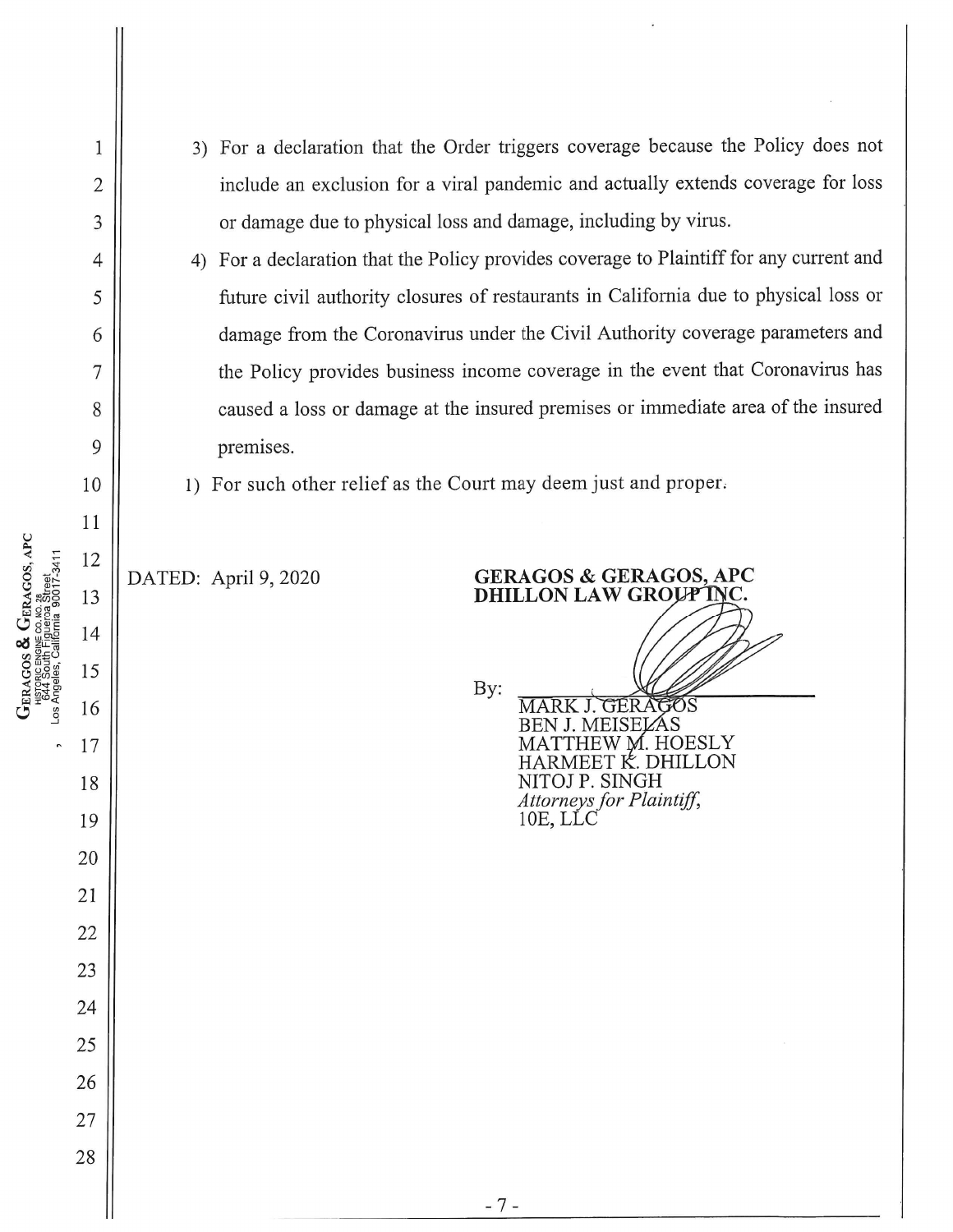3) For a declaration that the Order triggers coverage because the Policy does not include an exclusion for a viral pandemic and actually extends coverage for loss or damage due to physical loss and damage, including by virus.

4) For a declaration that the Policy provides coverage to Plaintiff for any current and future civil authority closures of restaurants in California due to physical loss or damage from the Coronavirus under the Civil Authority coverage parameters and the Policy provides business income coverage in the event that Coronavirus has caused a loss or damage at the insured premises or immediate area of the insured premises.

1) For such other relief as the Court may deem just and proper.

DATED: April 9, 2020

**GERAGOS & GERAGOS, APC**
**DHILLON LAW GROUP INC.**

By: ______________________________
MARK J. GERAGOS
BEN J. MEISELAS
MATTHEW M. HOESLY
HARMEET K. DHILLON
NITOJ P. SINGH
*Attorneys for Plaintiff,*
10E, LLC